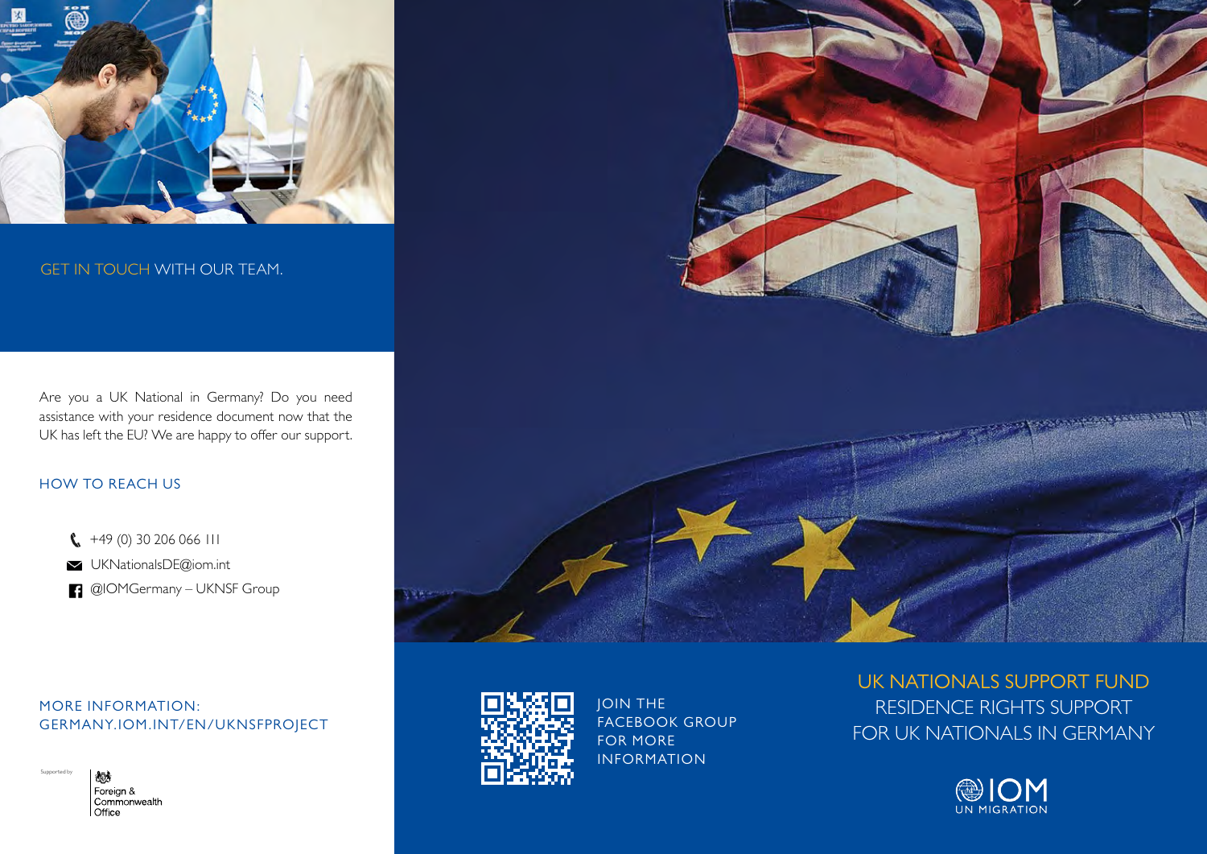## GET IN TOUCH WITH OUR TEAM.

Are you a UK National in Germany? Do you need assistance with your residence document now that the UK has left the EU? We are happy to offer our support.

### HOW TO REACH US

- +49 (0) 30 206 066 111
- UKNationalsDE@iom.int
- @IOMGermany – UKNSF Group

MORE INFORMATION:
GERMANY.IOM.INT/EN/UKNSFPROJECT

Supported by Foreign & Commonwealth Office

JOIN THE FACEBOOK GROUP FOR MORE INFORMATION

# UK NATIONALS SUPPORT FUND

## RESIDENCE RIGHTS SUPPORT FOR UK NATIONALS IN GERMANY

IOM
UN MIGRATION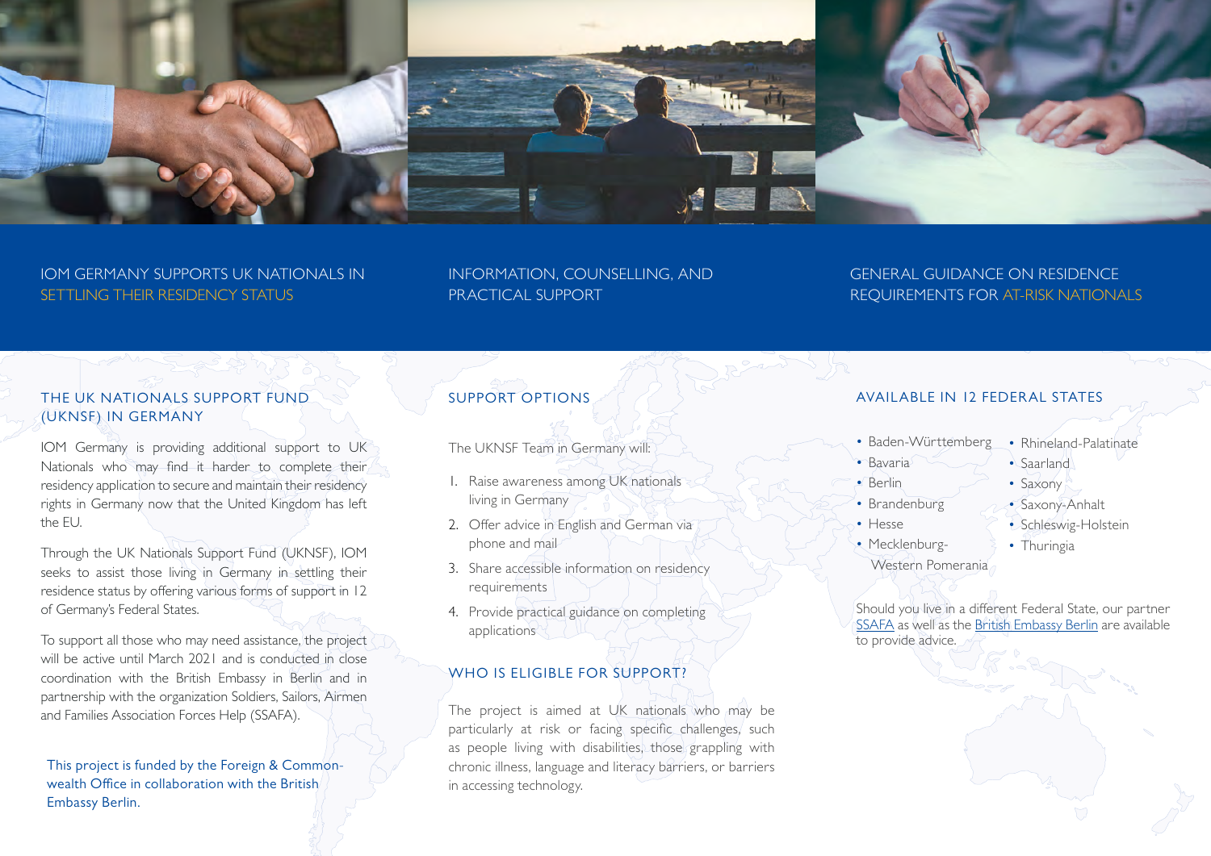## IOM GERMANY SUPPORTS UK NATIONALS IN SETTLING THEIR RESIDENCY STATUS

### THE UK NATIONALS SUPPORT FUND (UKNSF) IN GERMANY

IOM Germany is providing additional support to UK Nationals who may find it harder to complete their residency application to secure and maintain their residency rights in Germany now that the United Kingdom has left the EU.

Through the UK Nationals Support Fund (UKNSF), IOM seeks to assist those living in Germany in settling their residence status by offering various forms of support in 12 of Germany's Federal States.

To support all those who may need assistance, the project will be active until March 2021 and is conducted in close coordination with the British Embassy in Berlin and in partnership with the organization Soldiers, Sailors, Airmen and Families Association Forces Help (SSAFA).

This project is funded by the Foreign & Commonwealth Office in collaboration with the British Embassy Berlin.

## INFORMATION, COUNSELLING, AND PRACTICAL SUPPORT

### SUPPORT OPTIONS

The UKNSF Team in Germany will:

1. Raise awareness among UK nationals living in Germany
2. Offer advice in English and German via phone and mail
3. Share accessible information on residency requirements
4. Provide practical guidance on completing applications

### WHO IS ELIGIBLE FOR SUPPORT?

The project is aimed at UK nationals who may be particularly at risk or facing specific challenges, such as people living with disabilities, those grappling with chronic illness, language and literacy barriers, or barriers in accessing technology.

## GENERAL GUIDANCE ON RESIDENCE REQUIREMENTS FOR AT-RISK NATIONALS

### AVAILABLE IN 12 FEDERAL STATES

- Baden-Württemberg
- Bavaria
- Berlin
- Brandenburg
- Hesse
- Mecklenburg-Western Pomerania
- Rhineland-Palatinate
- Saarland
- Saxony
- Saxony-Anhalt
- Schleswig-Holstein
- Thuringia

Should you live in a different Federal State, our partner SSAFA as well as the British Embassy Berlin are available to provide advice.